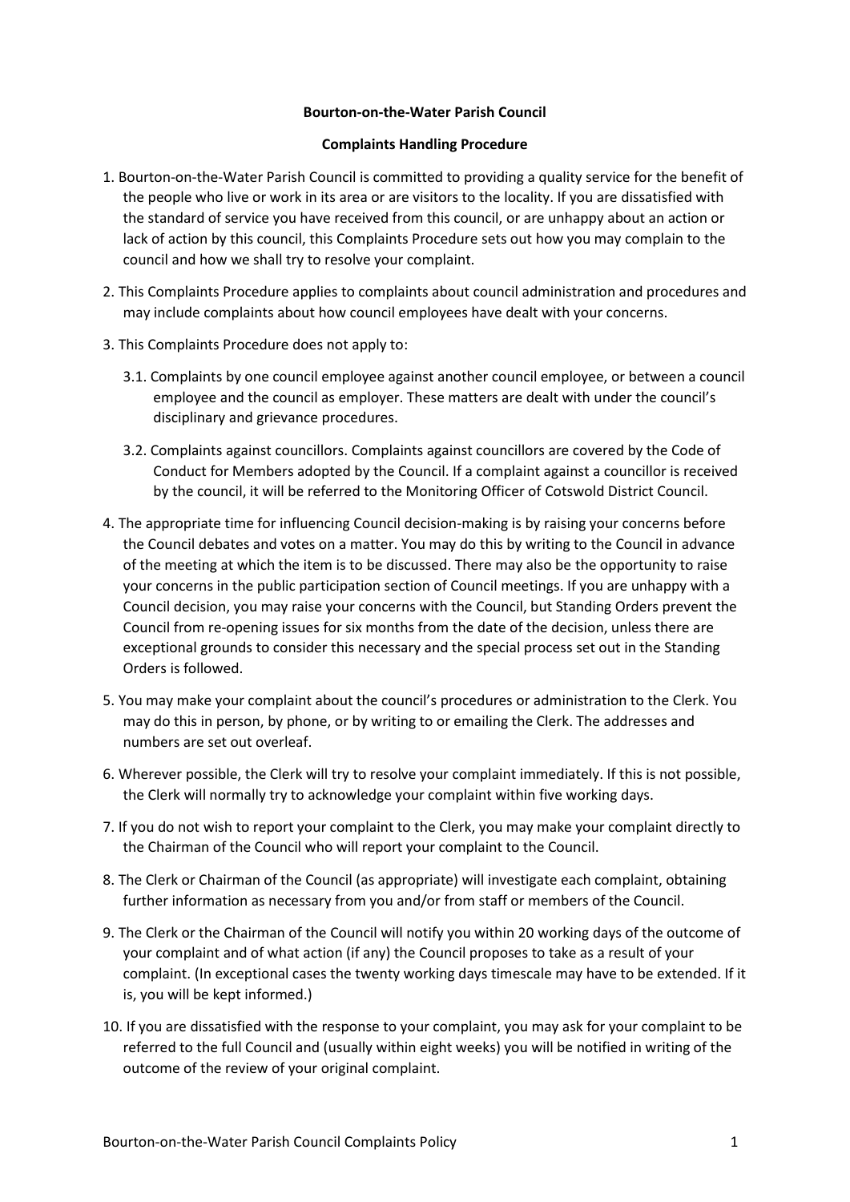**Bourton-on-the-Water Parish Council**

**Complaints Handling Procedure**

1. Bourton-on-the-Water Parish Council is committed to providing a quality service for the benefit of the people who live or work in its area or are visitors to the locality. If you are dissatisfied with the standard of service you have received from this council, or are unhappy about an action or lack of action by this council, this Complaints Procedure sets out how you may complain to the council and how we shall try to resolve your complaint.

2. This Complaints Procedure applies to complaints about council administration and procedures and may include complaints about how council employees have dealt with your concerns.

3. This Complaints Procedure does not apply to:

   3.1. Complaints by one council employee against another council employee, or between a council employee and the council as employer. These matters are dealt with under the council's disciplinary and grievance procedures.

   3.2. Complaints against councillors. Complaints against councillors are covered by the Code of Conduct for Members adopted by the Council. If a complaint against a councillor is received by the council, it will be referred to the Monitoring Officer of Cotswold District Council.

4. The appropriate time for influencing Council decision-making is by raising your concerns before the Council debates and votes on a matter. You may do this by writing to the Council in advance of the meeting at which the item is to be discussed. There may also be the opportunity to raise your concerns in the public participation section of Council meetings. If you are unhappy with a Council decision, you may raise your concerns with the Council, but Standing Orders prevent the Council from re-opening issues for six months from the date of the decision, unless there are exceptional grounds to consider this necessary and the special process set out in the Standing Orders is followed.

5. You may make your complaint about the council's procedures or administration to the Clerk. You may do this in person, by phone, or by writing to or emailing the Clerk. The addresses and numbers are set out overleaf.

6. Wherever possible, the Clerk will try to resolve your complaint immediately. If this is not possible, the Clerk will normally try to acknowledge your complaint within five working days.

7. If you do not wish to report your complaint to the Clerk, you may make your complaint directly to the Chairman of the Council who will report your complaint to the Council.

8. The Clerk or Chairman of the Council (as appropriate) will investigate each complaint, obtaining further information as necessary from you and/or from staff or members of the Council.

9. The Clerk or the Chairman of the Council will notify you within 20 working days of the outcome of your complaint and of what action (if any) the Council proposes to take as a result of your complaint. (In exceptional cases the twenty working days timescale may have to be extended. If it is, you will be kept informed.)

10. If you are dissatisfied with the response to your complaint, you may ask for your complaint to be referred to the full Council and (usually within eight weeks) you will be notified in writing of the outcome of the review of your original complaint.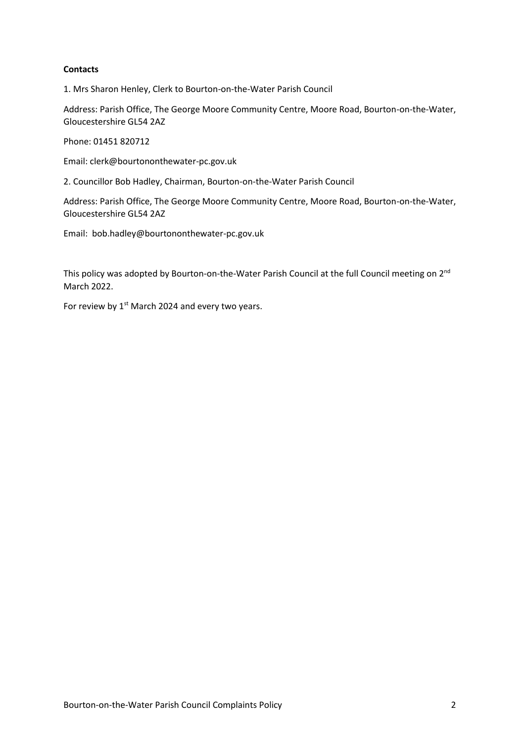**Contacts**

1. Mrs Sharon Henley, Clerk to Bourton-on-the-Water Parish Council

Address: Parish Office, The George Moore Community Centre, Moore Road, Bourton-on-the-Water, Gloucestershire GL54 2AZ

Phone: 01451 820712

Email: clerk@bourtononthewater-pc.gov.uk

2. Councillor Bob Hadley, Chairman, Bourton-on-the-Water Parish Council

Address: Parish Office, The George Moore Community Centre, Moore Road, Bourton-on-the-Water, Gloucestershire GL54 2AZ

Email: bob.hadley@bourtononthewater-pc.gov.uk

This policy was adopted by Bourton-on-the-Water Parish Council at the full Council meeting on 2nd March 2022.

For review by 1st March 2024 and every two years.